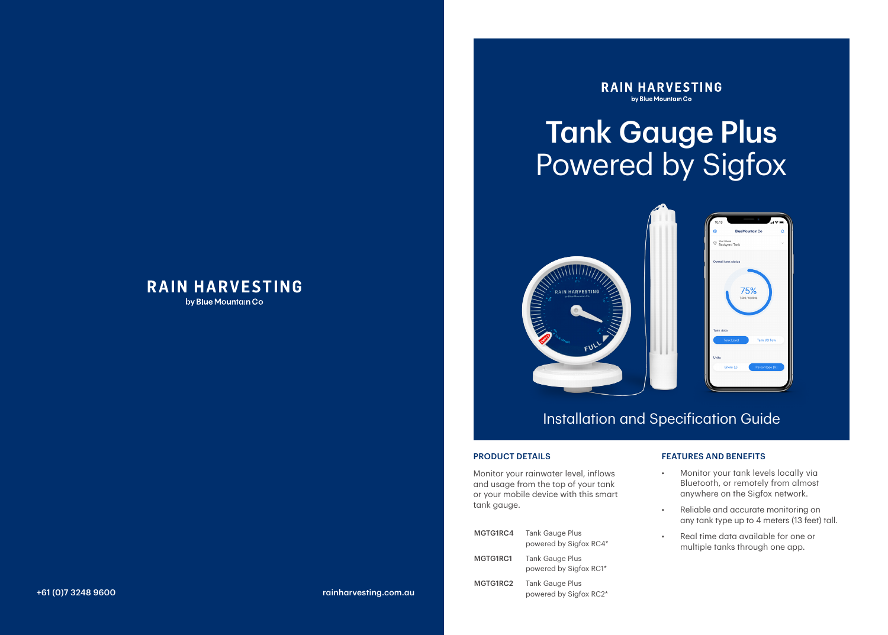RAIN HARVESTING
by Blue Mountain Co

+61 (0)7 3248 9600

rainharvesting.com.au

RAIN HARVESTING
by Blue Mountain Co

# Tank Gauge Plus
## Powered by Sigfox

Installation and Specification Guide

### PRODUCT DETAILS

Monitor your rainwater level, inflows and usage from the top of your tank or your mobile device with this smart tank gauge.

| | |
|---|---|
| MGTG1RC4 | Tank Gauge Plus powered by Sigfox RC4* |
| MGTG1RC1 | Tank Gauge Plus powered by Sigfox RC1* |
| MGTG1RC2 | Tank Gauge Plus powered by Sigfox RC2* |

### FEATURES AND BENEFITS

- Monitor your tank levels locally via Bluetooth, or remotely from almost anywhere on the Sigfox network.
- Reliable and accurate monitoring on any tank type up to 4 meters (13 feet) tall.
- Real time data available for one or multiple tanks through one app.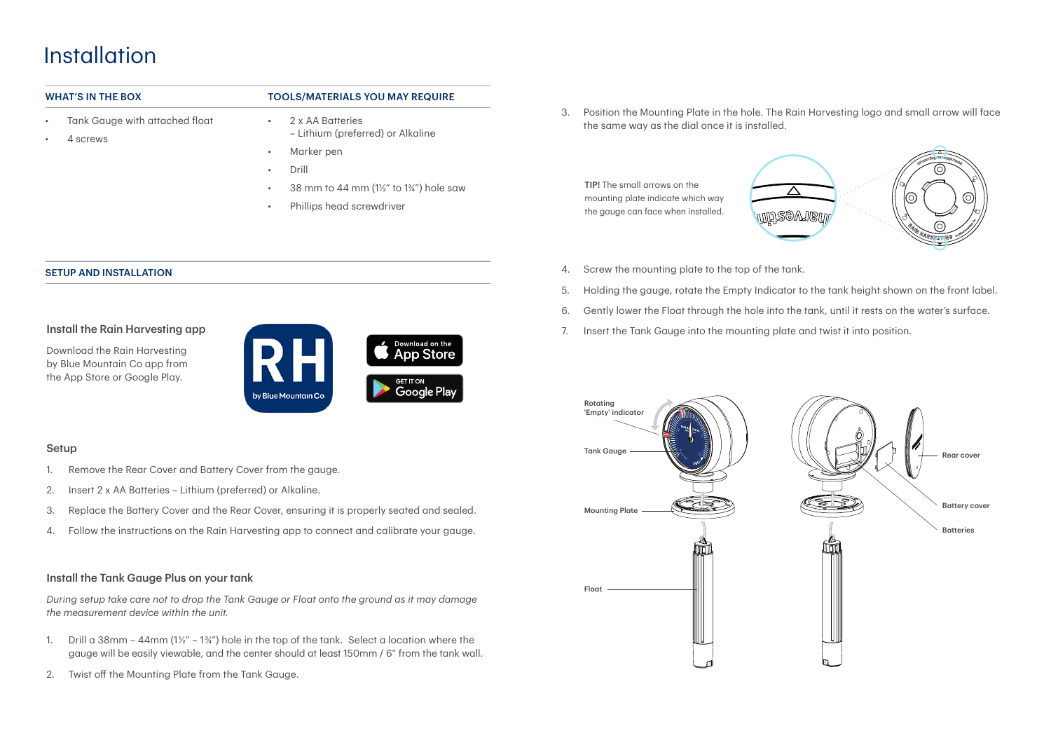# Installation

## WHAT'S IN THE BOX

- Tank Gauge with attached float
- 4 screws

## TOOLS/MATERIALS YOU MAY REQUIRE

- 2 x AA Batteries
  – Lithium (preferred) or Alkaline
- Marker pen
- Drill
- 38 mm to 44 mm (1½" to 1¾") hole saw
- Phillips head screwdriver

## SETUP AND INSTALLATION

### Install the Rain Harvesting app

Download the Rain Harvesting by Blue Mountain Co app from the App Store or Google Play.

### Setup

1. Remove the Rear Cover and Battery Cover from the gauge.
2. Insert 2 x AA Batteries – Lithium (preferred) or Alkaline.
3. Replace the Battery Cover and the Rear Cover, ensuring it is properly seated and sealed.
4. Follow the instructions on the Rain Harvesting app to connect and calibrate your gauge.

### Install the Tank Gauge Plus on your tank

*During setup take care not to drop the Tank Gauge or Float onto the ground as it may damage the measurement device within the unit.*

1. Drill a 38mm – 44mm (1½" – 1¾") hole in the top of the tank. Select a location where the gauge will be easily viewable, and the center should at least 150mm / 6" from the tank wall.
2. Twist off the Mounting Plate from the Tank Gauge.
3. Position the Mounting Plate in the hole. The Rain Harvesting logo and small arrow will face the same way as the dial once it is installed.

**TIP!** The small arrows on the mounting plate indicate which way the gauge can face when installed.

4. Screw the mounting plate to the top of the tank.
5. Holding the gauge, rotate the Empty Indicator to the tank height shown on the front label.
6. Gently lower the Float through the hole into the tank, until it rests on the water's surface.
7. Insert the Tank Gauge into the mounting plate and twist it into position.

Rotating 'Empty' indicator

Tank Gauge

Mounting Plate

Float

Rear cover

Battery cover

Batteries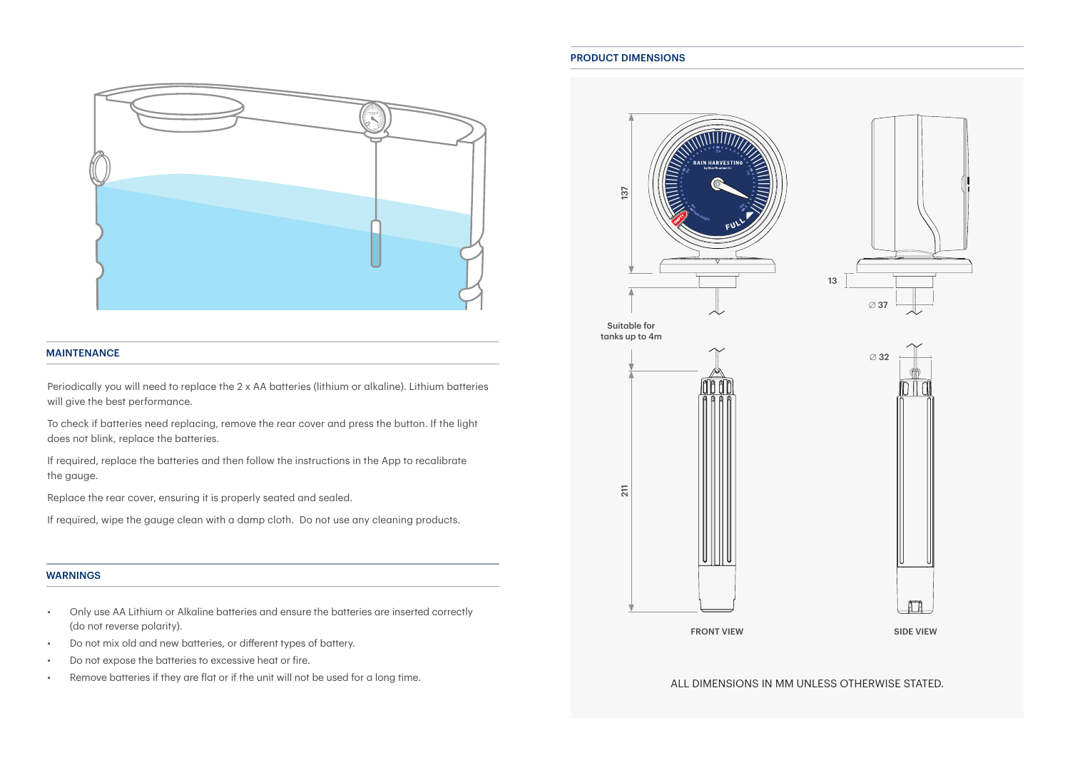## MAINTENANCE

Periodically you will need to replace the 2 x AA batteries (lithium or alkaline). Lithium batteries will give the best performance.

To check if batteries need replacing, remove the rear cover and press the button. If the light does not blink, replace the batteries.

If required, replace the batteries and then follow the instructions in the App to recalibrate the gauge.

Replace the rear cover, ensuring it is properly seated and sealed.

If required, wipe the gauge clean with a damp cloth. Do not use any cleaning products.

## WARNINGS

- Only use AA Lithium or Alkaline batteries and ensure the batteries are inserted correctly (do not reverse polarity).
- Do not mix old and new batteries, or different types of battery.
- Do not expose the batteries to excessive heat or fire.
- Remove batteries if they are flat or if the unit will not be used for a long time.

## PRODUCT DIMENSIONS

137

13

∅ 37

Suitable for tanks up to 4m

∅ 32

211

FRONT VIEW

SIDE VIEW

ALL DIMENSIONS IN MM UNLESS OTHERWISE STATED.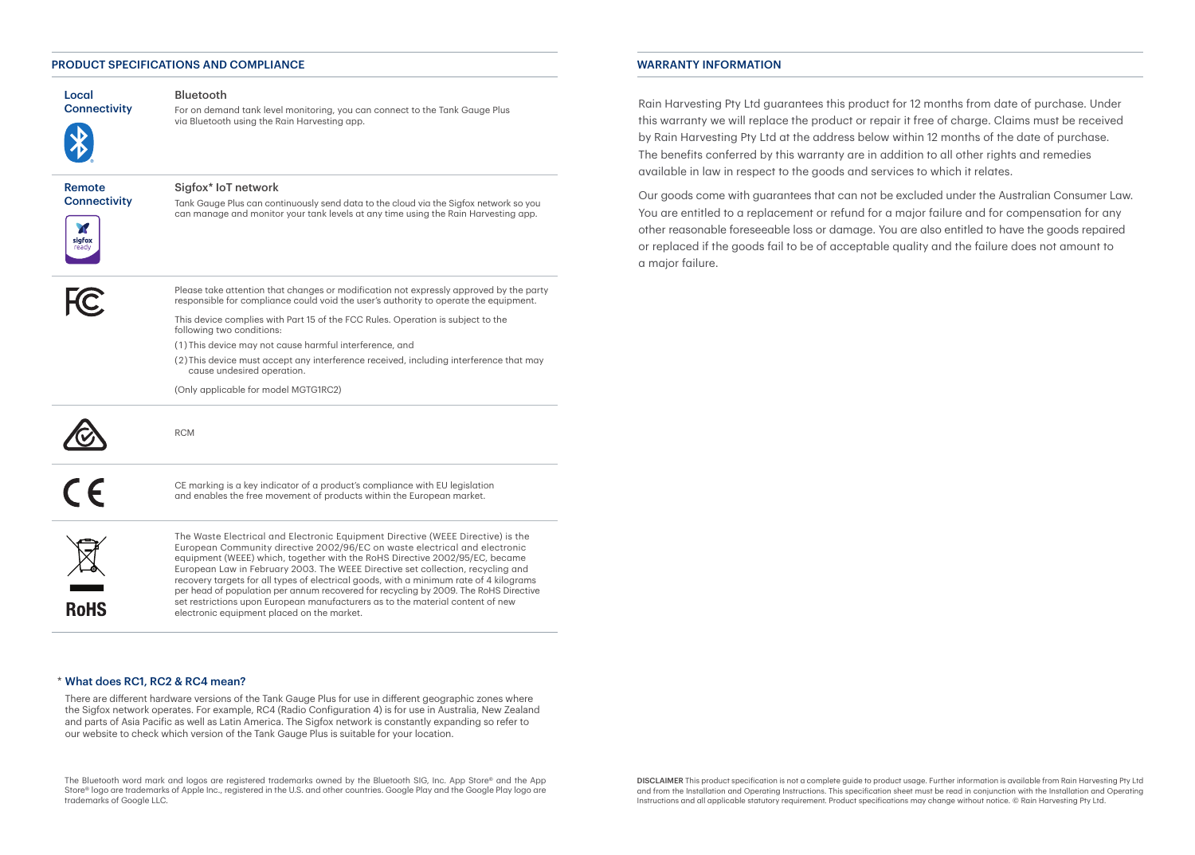## PRODUCT SPECIFICATIONS AND COMPLIANCE

**Local Connectivity**

**Bluetooth**

For on demand tank level monitoring, you can connect to the Tank Gauge Plus via Bluetooth using the Rain Harvesting app.

**Remote Connectivity**

**Sigfox* IoT network**

Tank Gauge Plus can continuously send data to the cloud via the Sigfox network so you can manage and monitor your tank levels at any time using the Rain Harvesting app.

Please take attention that changes or modification not expressly approved by the party responsible for compliance could void the user's authority to operate the equipment.

This device complies with Part 15 of the FCC Rules. Operation is subject to the following two conditions:

(1) This device may not cause harmful interference, and

(2) This device must accept any interference received, including interference that may cause undesired operation.

(Only applicable for model MGTG1RC2)

RCM

CE marking is a key indicator of a product's compliance with EU legislation and enables the free movement of products within the European market.

The Waste Electrical and Electronic Equipment Directive (WEEE Directive) is the European Community directive 2002/96/EC on waste electrical and electronic equipment (WEEE) which, together with the RoHS Directive 2002/95/EC, became European Law in February 2003. The WEEE Directive set collection, recycling and recovery targets for all types of electrical goods, with a minimum rate of 4 kilograms per head of population per annum recovered for recycling by 2009. The RoHS Directive set restrictions upon European manufacturers as to the material content of new electronic equipment placed on the market.

### * What does RC1, RC2 & RC4 mean?

There are different hardware versions of the Tank Gauge Plus for use in different geographic zones where the Sigfox network operates. For example, RC4 (Radio Configuration 4) is for use in Australia, New Zealand and parts of Asia Pacific as well as Latin America. The Sigfox network is constantly expanding so refer to our website to check which version of the Tank Gauge Plus is suitable for your location.

The Bluetooth word mark and logos are registered trademarks owned by the Bluetooth SIG, Inc. App Store® and the App Store® logo are trademarks of Apple Inc., registered in the U.S. and other countries. Google Play and the Google Play logo are trademarks of Google LLC.

## WARRANTY INFORMATION

Rain Harvesting Pty Ltd guarantees this product for 12 months from date of purchase. Under this warranty we will replace the product or repair it free of charge. Claims must be received by Rain Harvesting Pty Ltd at the address below within 12 months of the date of purchase. The benefits conferred by this warranty are in addition to all other rights and remedies available in law in respect to the goods and services to which it relates.

Our goods come with guarantees that can not be excluded under the Australian Consumer Law. You are entitled to a replacement or refund for a major failure and for compensation for any other reasonable foreseeable loss or damage. You are also entitled to have the goods repaired or replaced if the goods fail to be of acceptable quality and the failure does not amount to a major failure.

**DISCLAIMER** This product specification is not a complete guide to product usage. Further information is available from Rain Harvesting Pty Ltd and from the Installation and Operating Instructions. This specification sheet must be read in conjunction with the Installation and Operating Instructions and all applicable statutory requirement. Product specifications may change without notice. © Rain Harvesting Pty Ltd.